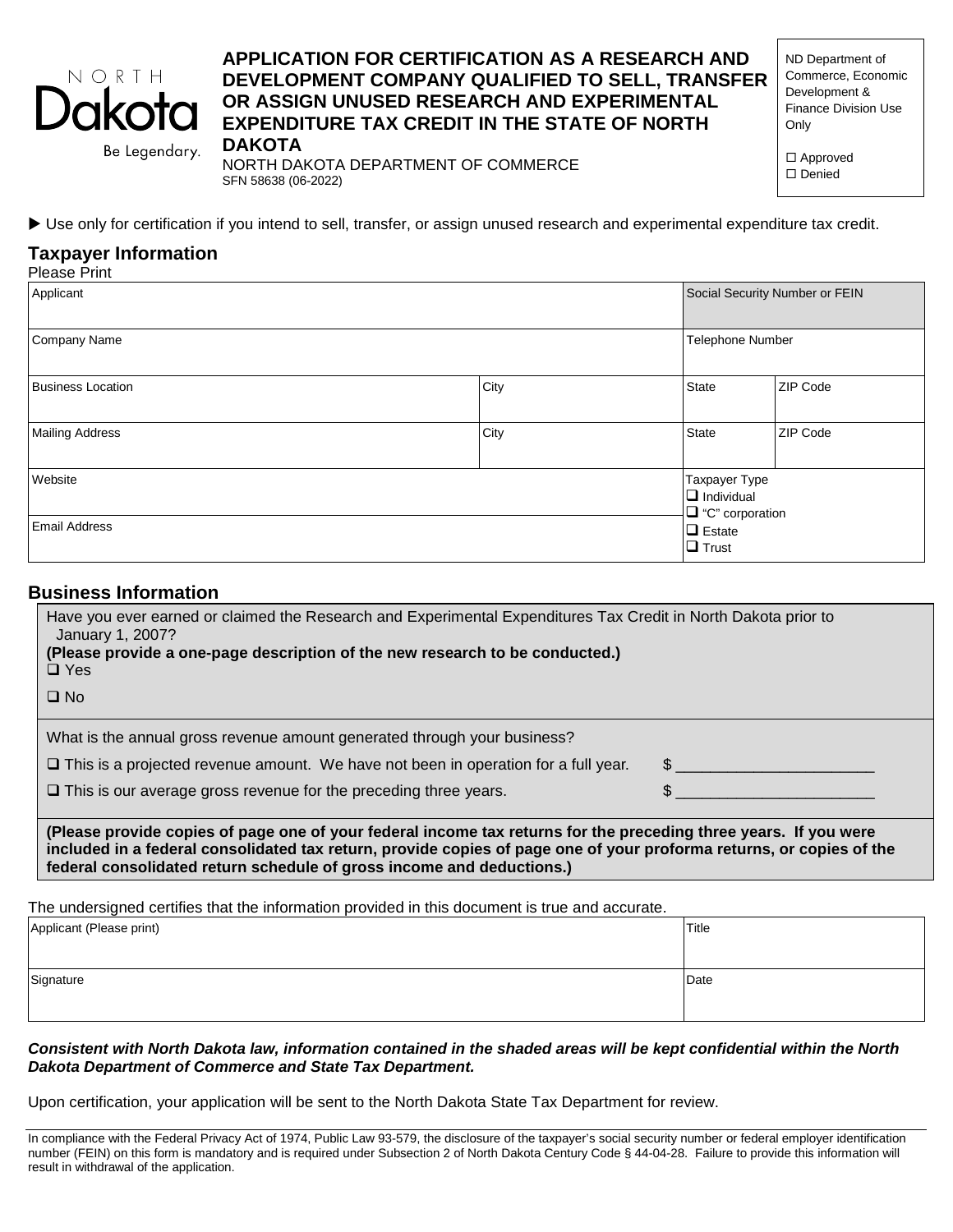NORTH Dakota Be Legendary.

# APPLICATION FOR CERTIFICATION AS A RESEARCH AND DEVELOPMENT COMPANY QUALIFIED TO SELL, TRANSFER OR ASSIGN UNUSED RESEARCH AND EXPERIMENTAL EXPENDITURE TAX CREDIT IN THE STATE OF NORTH DAKOTA

NORTH DAKOTA DEPARTMENT OF COMMERCE
SFN 58638 (06-2022)

ND Department of Commerce, Economic Development & Finance Division Use Only

☐ Approved
☐ Denied

▶ Use only for certification if you intend to sell, transfer, or assign unused research and experimental expenditure tax credit.

## Taxpayer Information

Please Print

| Applicant | | Social Security Number or FEIN | |
|---|---|---|---|
| Company Name | | Telephone Number | |
| Business Location | City | State | ZIP Code |
| Mailing Address | City | State | ZIP Code |
| Website | | Taxpayer Type<br>❑ Individual<br>❑ "C" corporation<br>❑ Estate<br>❑ Trust | |
| Email Address | | | |

## Business Information

Have you ever earned or claimed the Research and Experimental Expenditures Tax Credit in North Dakota prior to January 1, 2007?
**(Please provide a one-page description of the new research to be conducted.)**

❑ Yes

❑ No

What is the annual gross revenue amount generated through your business?

❑ This is a projected revenue amount. We have not been in operation for a full year. $ ______________________

❑ This is our average gross revenue for the preceding three years. $ ______________________

**(Please provide copies of page one of your federal income tax returns for the preceding three years. If you were included in a federal consolidated tax return, provide copies of page one of your proforma returns, or copies of the federal consolidated return schedule of gross income and deductions.)**

The undersigned certifies that the information provided in this document is true and accurate.

| Applicant (Please print) | Title |
|---|---|
| Signature | Date |

***Consistent with North Dakota law, information contained in the shaded areas will be kept confidential within the North Dakota Department of Commerce and State Tax Department.***

Upon certification, your application will be sent to the North Dakota State Tax Department for review.

In compliance with the Federal Privacy Act of 1974, Public Law 93-579, the disclosure of the taxpayer's social security number or federal employer identification number (FEIN) on this form is mandatory and is required under Subsection 2 of North Dakota Century Code § 44-04-28. Failure to provide this information will result in withdrawal of the application.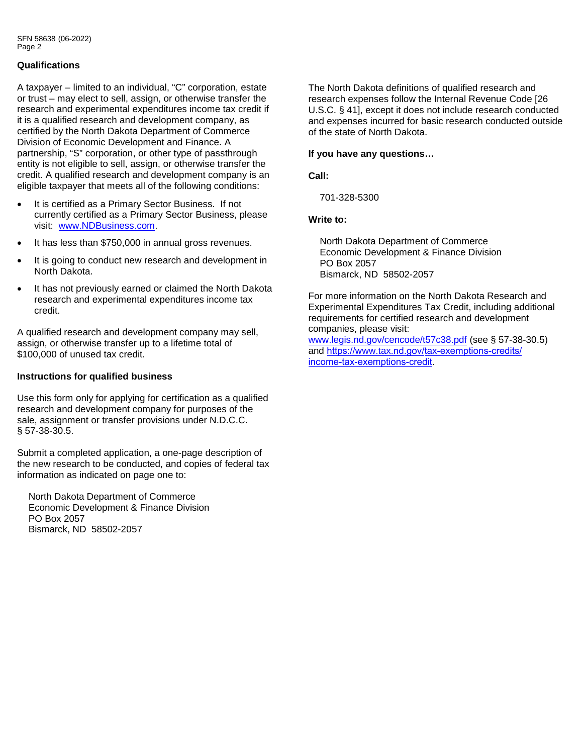**Qualifications**

A taxpayer – limited to an individual, "C" corporation, estate or trust – may elect to sell, assign, or otherwise transfer the research and experimental expenditures income tax credit if it is a qualified research and development company, as certified by the North Dakota Department of Commerce Division of Economic Development and Finance. A partnership, "S" corporation, or other type of passthrough entity is not eligible to sell, assign, or otherwise transfer the credit. A qualified research and development company is an eligible taxpayer that meets all of the following conditions:

- It is certified as a Primary Sector Business. If not currently certified as a Primary Sector Business, please visit: www.NDBusiness.com.
- It has less than $750,000 in annual gross revenues.
- It is going to conduct new research and development in North Dakota.
- It has not previously earned or claimed the North Dakota research and experimental expenditures income tax credit.

A qualified research and development company may sell, assign, or otherwise transfer up to a lifetime total of $100,000 of unused tax credit.

**Instructions for qualified business**

Use this form only for applying for certification as a qualified research and development company for purposes of the sale, assignment or transfer provisions under N.D.C.C. § 57-38-30.5.

Submit a completed application, a one-page description of the new research to be conducted, and copies of federal tax information as indicated on page one to:

North Dakota Department of Commerce
Economic Development & Finance Division
PO Box 2057
Bismarck, ND 58502-2057

The North Dakota definitions of qualified research and research expenses follow the Internal Revenue Code [26 U.S.C. § 41], except it does not include research conducted and expenses incurred for basic research conducted outside of the state of North Dakota.

**If you have any questions…**

**Call:**

701-328-5300

**Write to:**

North Dakota Department of Commerce
Economic Development & Finance Division
PO Box 2057
Bismarck, ND 58502-2057

For more information on the North Dakota Research and Experimental Expenditures Tax Credit, including additional requirements for certified research and development companies, please visit:
www.legis.nd.gov/cencode/t57c38.pdf (see § 57-38-30.5) and https://www.tax.nd.gov/tax-exemptions-credits/income-tax-exemptions-credit.